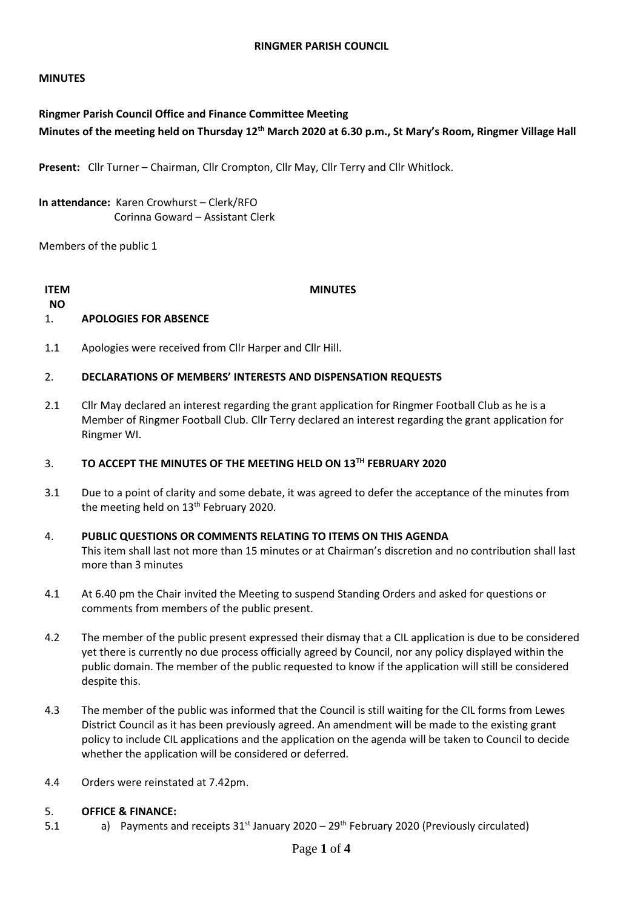**RINGMER PARISH COUNCIL**

**MINUTES**

**Ringmer Parish Council Office and Finance Committee Meeting**
**Minutes of the meeting held on Thursday 12th March 2020 at 6.30 p.m., St Mary's Room, Ringmer Village Hall**

**Present:** Cllr Turner – Chairman, Cllr Crompton, Cllr May, Cllr Terry and Cllr Whitlock.

**In attendance:** Karen Crowhurst – Clerk/RFO
Corinna Goward – Assistant Clerk

Members of the public 1

| ITEM NO | MINUTES |
|---|---|
| 1. | **APOLOGIES FOR ABSENCE** |
| 1.1 | Apologies were received from Cllr Harper and Cllr Hill. |
| 2. | **DECLARATIONS OF MEMBERS' INTERESTS AND DISPENSATION REQUESTS** |
| 2.1 | Cllr May declared an interest regarding the grant application for Ringmer Football Club as he is a Member of Ringmer Football Club. Cllr Terry declared an interest regarding the grant application for Ringmer WI. |
| 3. | **TO ACCEPT THE MINUTES OF THE MEETING HELD ON 13TH FEBRUARY 2020** |
| 3.1 | Due to a point of clarity and some debate, it was agreed to defer the acceptance of the minutes from the meeting held on 13th February 2020. |
| 4. | **PUBLIC QUESTIONS OR COMMENTS RELATING TO ITEMS ON THIS AGENDA** This item shall last not more than 15 minutes or at Chairman's discretion and no contribution shall last more than 3 minutes |
| 4.1 | At 6.40 pm the Chair invited the Meeting to suspend Standing Orders and asked for questions or comments from members of the public present. |
| 4.2 | The member of the public present expressed their dismay that a CIL application is due to be considered yet there is currently no due process officially agreed by Council, nor any policy displayed within the public domain. The member of the public requested to know if the application will still be considered despite this. |
| 4.3 | The member of the public was informed that the Council is still waiting for the CIL forms from Lewes District Council as it has been previously agreed. An amendment will be made to the existing grant policy to include CIL applications and the application on the agenda will be taken to Council to decide whether the application will be considered or deferred. |
| 4.4 | Orders were reinstated at 7.42pm. |
| 5. | **OFFICE & FINANCE:** |
| 5.1 | a) Payments and receipts 31st January 2020 – 29th February 2020 (Previously circulated) |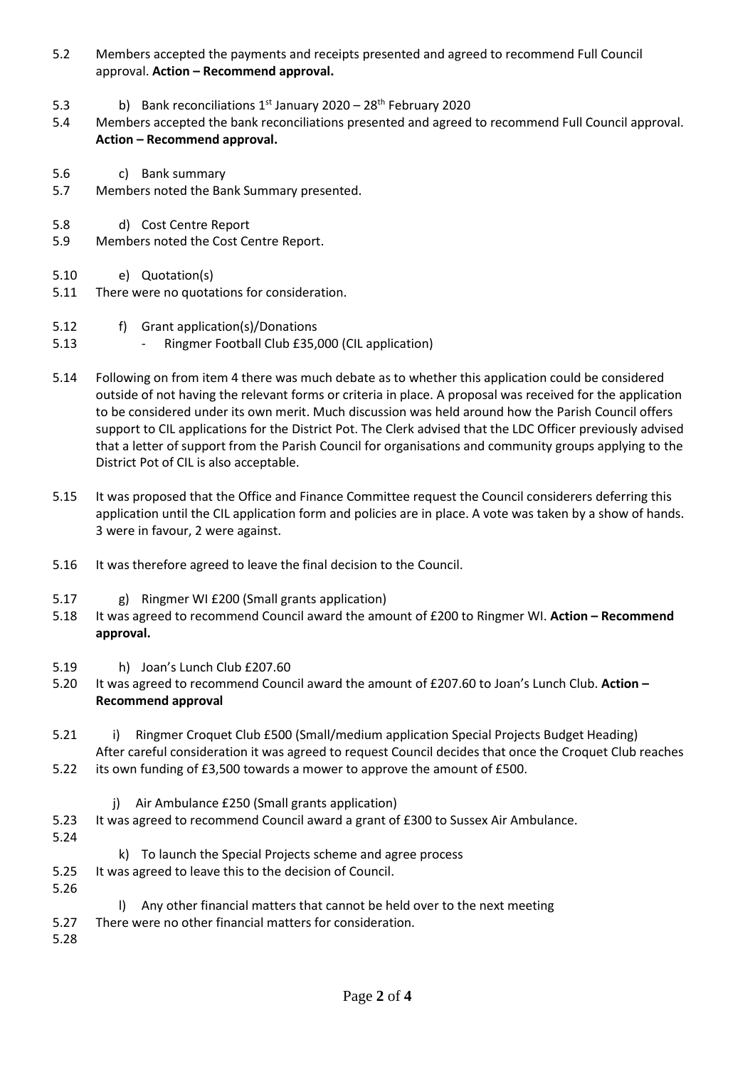5.2 Members accepted the payments and receipts presented and agreed to recommend Full Council approval. **Action – Recommend approval.**

5.3 b) Bank reconciliations 1st January 2020 – 28th February 2020

5.4 Members accepted the bank reconciliations presented and agreed to recommend Full Council approval. **Action – Recommend approval.**

5.6 c) Bank summary

5.7 Members noted the Bank Summary presented.

5.8 d) Cost Centre Report

5.9 Members noted the Cost Centre Report.

5.10 e) Quotation(s)

5.11 There were no quotations for consideration.

5.12 f) Grant application(s)/Donations

5.13 - Ringmer Football Club £35,000 (CIL application)

5.14 Following on from item 4 there was much debate as to whether this application could be considered outside of not having the relevant forms or criteria in place. A proposal was received for the application to be considered under its own merit. Much discussion was held around how the Parish Council offers support to CIL applications for the District Pot. The Clerk advised that the LDC Officer previously advised that a letter of support from the Parish Council for organisations and community groups applying to the District Pot of CIL is also acceptable.

5.15 It was proposed that the Office and Finance Committee request the Council considerers deferring this application until the CIL application form and policies are in place. A vote was taken by a show of hands. 3 were in favour, 2 were against.

5.16 It was therefore agreed to leave the final decision to the Council.

5.17 g) Ringmer WI £200 (Small grants application)

5.18 It was agreed to recommend Council award the amount of £200 to Ringmer WI. **Action – Recommend approval.**

5.19 h) Joan's Lunch Club £207.60

5.20 It was agreed to recommend Council award the amount of £207.60 to Joan's Lunch Club. **Action – Recommend approval**

5.21 i) Ringmer Croquet Club £500 (Small/medium application Special Projects Budget Heading)

5.22 After careful consideration it was agreed to request Council decides that once the Croquet Club reaches its own funding of £3,500 towards a mower to approve the amount of £500.

j) Air Ambulance £250 (Small grants application)

5.23 It was agreed to recommend Council award a grant of £300 to Sussex Air Ambulance.

5.24

k) To launch the Special Projects scheme and agree process

5.25 It was agreed to leave this to the decision of Council.

5.26

l) Any other financial matters that cannot be held over to the next meeting

5.27 There were no other financial matters for consideration.

5.28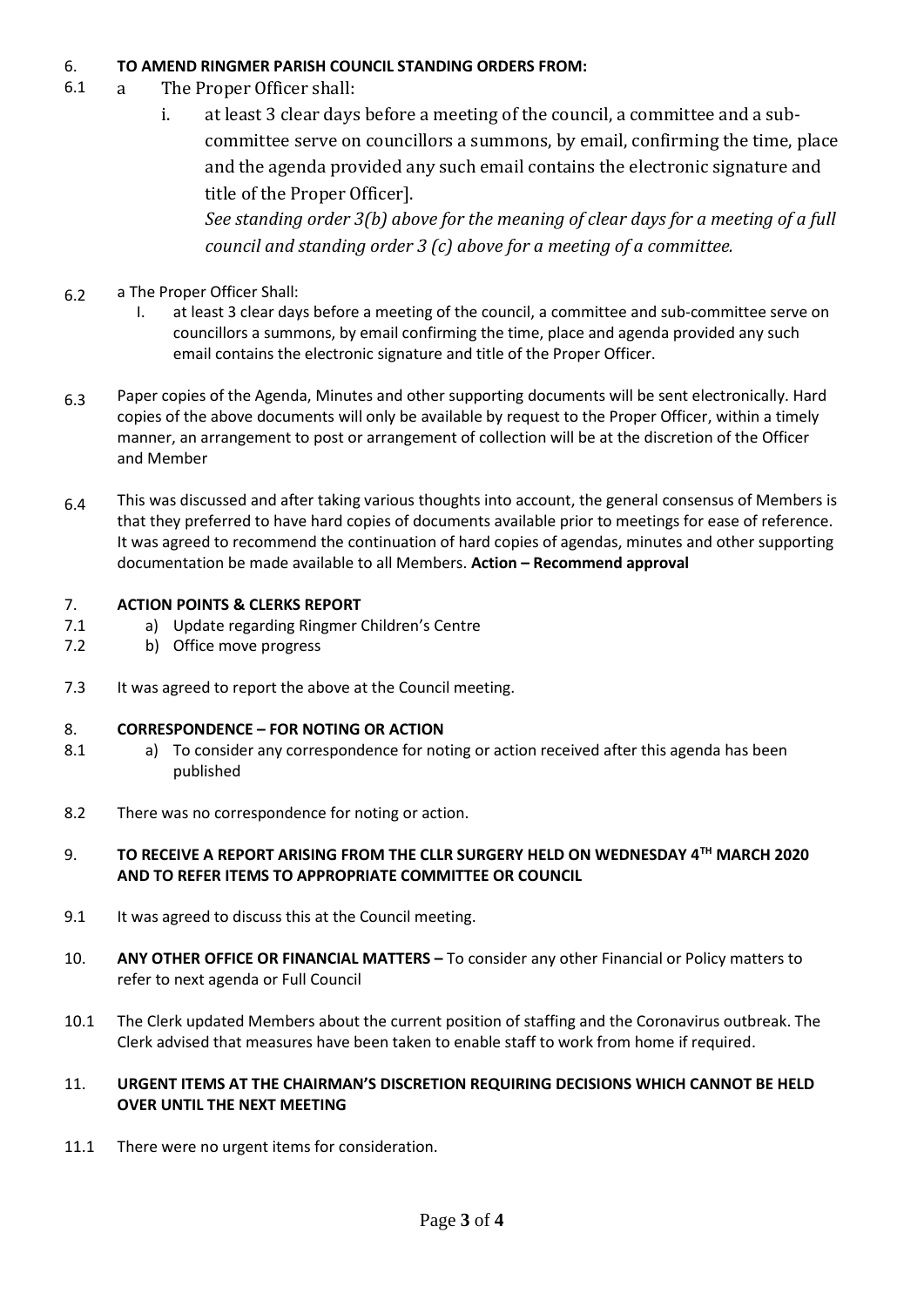6. **TO AMEND RINGMER PARISH COUNCIL STANDING ORDERS FROM:**

6.1 a The Proper Officer shall:

i. at least 3 clear days before a meeting of the council, a committee and a sub-committee serve on councillors a summons, by email, confirming the time, place and the agenda provided any such email contains the electronic signature and title of the Proper Officer].
*See standing order 3(b) above for the meaning of clear days for a meeting of a full council and standing order 3 (c) above for a meeting of a committee.*

6.2 a The Proper Officer Shall:

I. at least 3 clear days before a meeting of the council, a committee and sub-committee serve on councillors a summons, by email confirming the time, place and agenda provided any such email contains the electronic signature and title of the Proper Officer.

6.3 Paper copies of the Agenda, Minutes and other supporting documents will be sent electronically. Hard copies of the above documents will only be available by request to the Proper Officer, within a timely manner, an arrangement to post or arrangement of collection will be at the discretion of the Officer and Member

6.4 This was discussed and after taking various thoughts into account, the general consensus of Members is that they preferred to have hard copies of documents available prior to meetings for ease of reference. It was agreed to recommend the continuation of hard copies of agendas, minutes and other supporting documentation be made available to all Members. **Action – Recommend approval**

7. **ACTION POINTS & CLERKS REPORT**

7.1 a) Update regarding Ringmer Children's Centre

7.2 b) Office move progress

7.3 It was agreed to report the above at the Council meeting.

8. **CORRESPONDENCE – FOR NOTING OR ACTION**

8.1 a) To consider any correspondence for noting or action received after this agenda has been published

8.2 There was no correspondence for noting or action.

9. **TO RECEIVE A REPORT ARISING FROM THE CLLR SURGERY HELD ON WEDNESDAY 4TH MARCH 2020 AND TO REFER ITEMS TO APPROPRIATE COMMITTEE OR COUNCIL**

9.1 It was agreed to discuss this at the Council meeting.

10. **ANY OTHER OFFICE OR FINANCIAL MATTERS –** To consider any other Financial or Policy matters to refer to next agenda or Full Council

10.1 The Clerk updated Members about the current position of staffing and the Coronavirus outbreak. The Clerk advised that measures have been taken to enable staff to work from home if required.

11. **URGENT ITEMS AT THE CHAIRMAN'S DISCRETION REQUIRING DECISIONS WHICH CANNOT BE HELD OVER UNTIL THE NEXT MEETING**

11.1 There were no urgent items for consideration.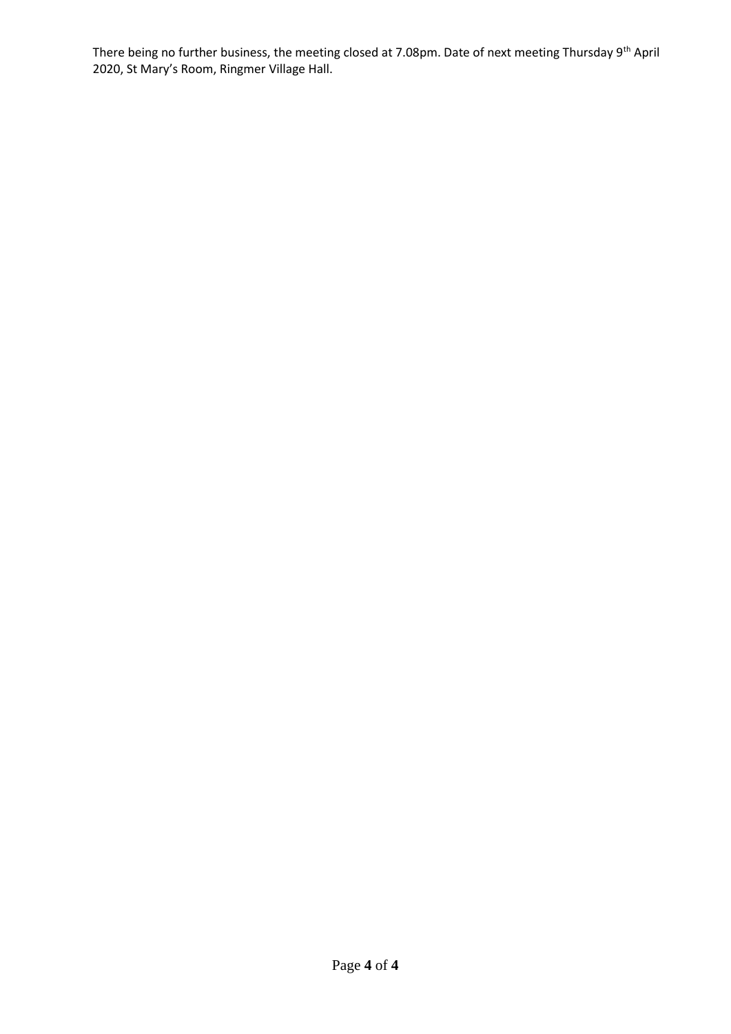There being no further business, the meeting closed at 7.08pm. Date of next meeting Thursday 9th April 2020, St Mary's Room, Ringmer Village Hall.